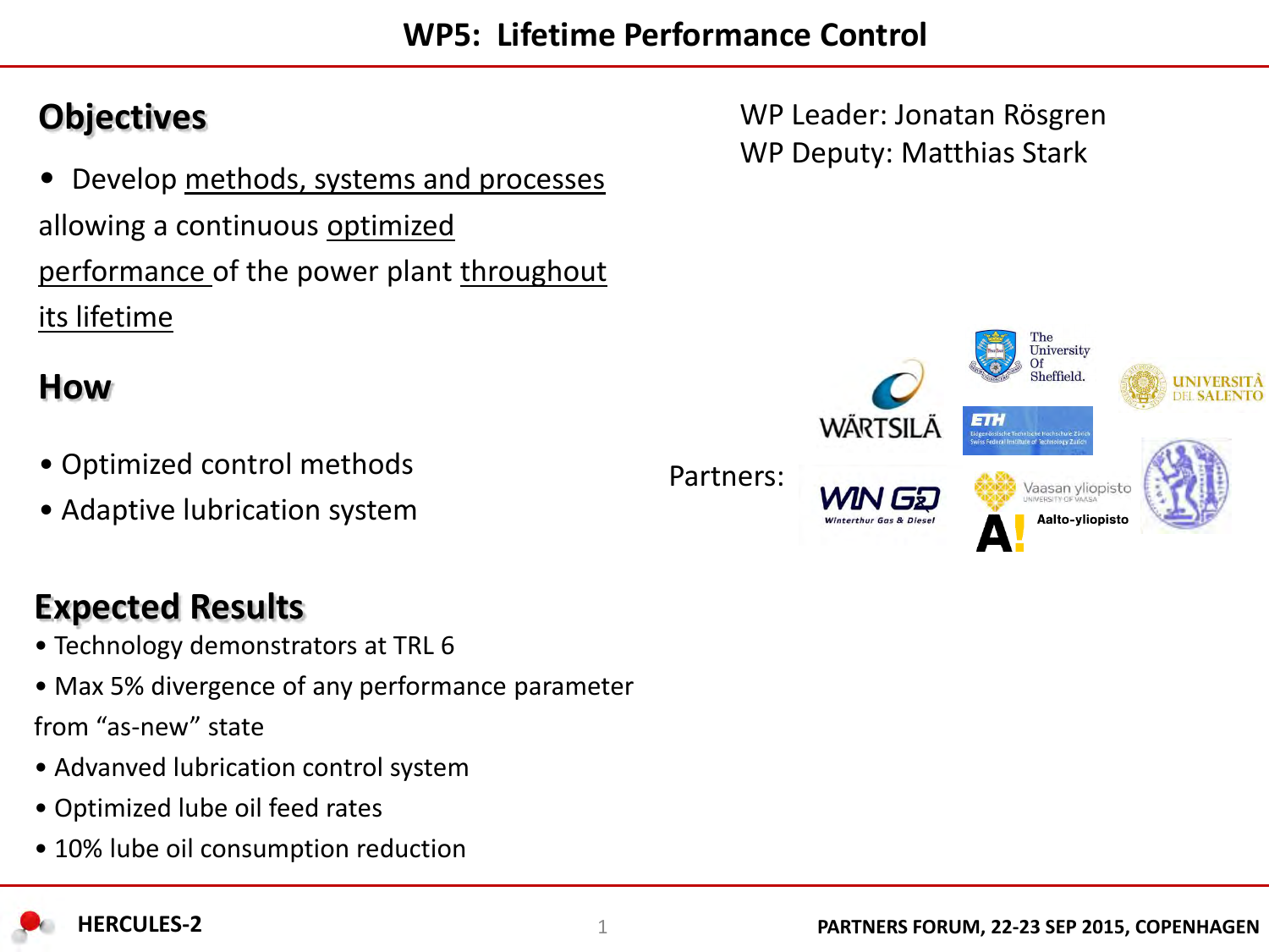# WP5: Lifetime Performance Control

WP Leader: Jonatan Rösgren
WP Deputy: Matthias Stark

## Objectives

- Develop methods, systems and processes allowing a continuous optimized performance of the power plant throughout its lifetime

## How

- Optimized control methods
- Adaptive lubrication system

## Expected Results

- Technology demonstrators at TRL 6
- Max 5% divergence of any performance parameter from "as-new" state
- Advanved lubrication control system
- Optimized lube oil feed rates
- 10% lube oil consumption reduction

Partners: Wärtsilä, The University Of Sheffield, Università del Salento, ETH Eidgenössische Technische Hochschule Zürich Swiss Federal Institute of Technology Zurich, WinGD Winterthur Gas & Diesel, Vaasan yliopisto University of Vaasa, Aalto-yliopisto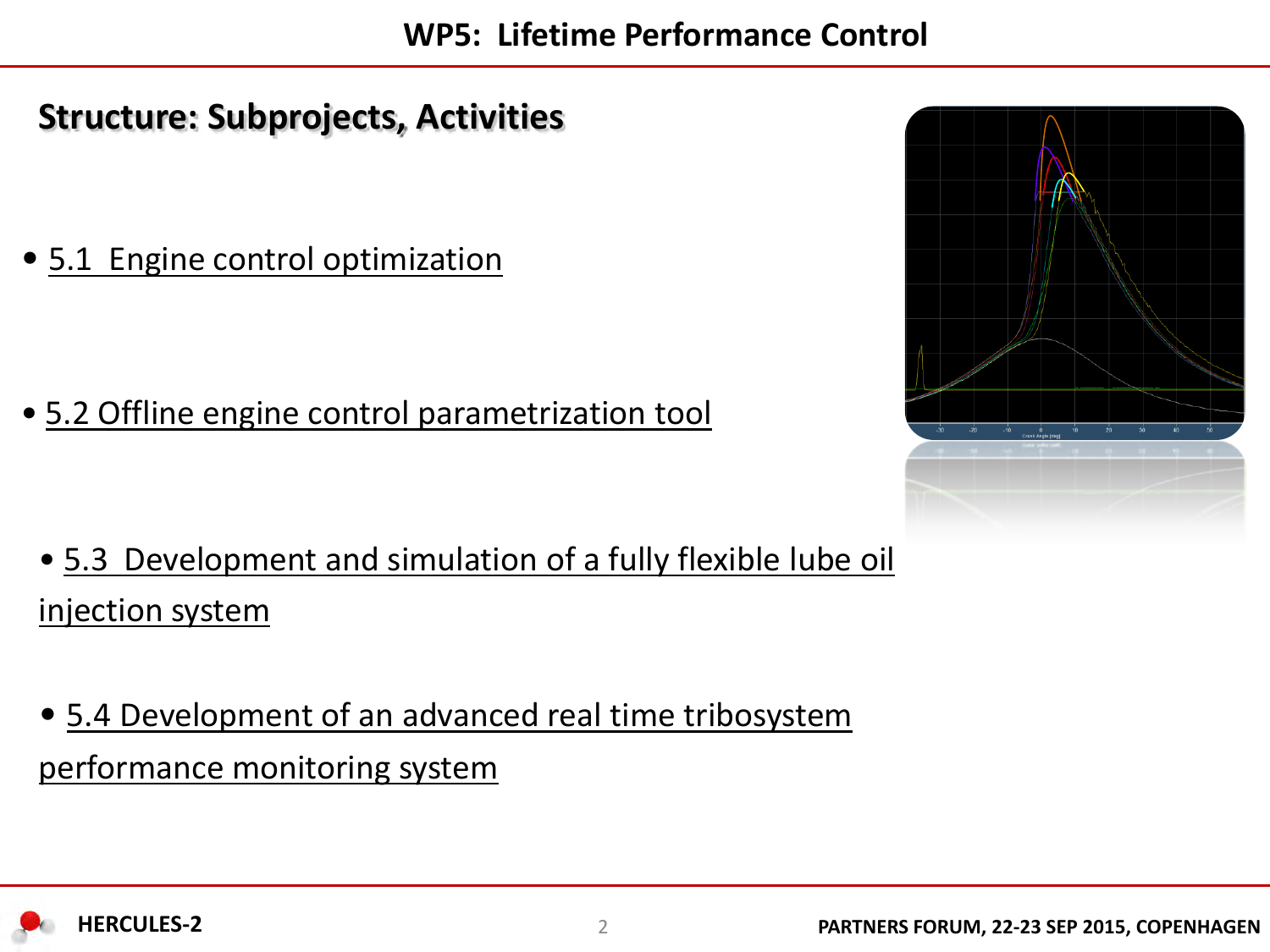# WP5: Lifetime Performance Control

## Structure: Subprojects, Activities

- 5.1 Engine control optimization
- 5.2 Offline engine control parametrization tool
- 5.3 Development and simulation of a fully flexible lube oil injection system
- 5.4 Development of an advanced real time tribosystem performance monitoring system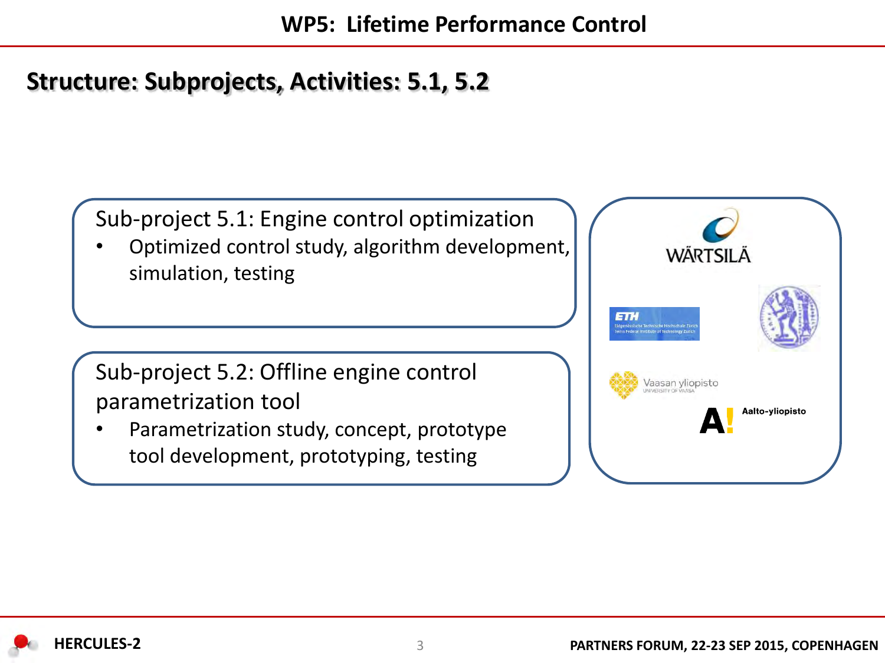# WP5: Lifetime Performance Control

## Structure: Subprojects, Activities: 5.1, 5.2

Sub-project 5.1: Engine control optimization

- Optimized control study, algorithm development, simulation, testing

Sub-project 5.2: Offline engine control parametrization tool

- Parametrization study, concept, prototype tool development, prototyping, testing

WÄRTSILÄ

ETH Eidgenössische Technische Hochschule Zürich Swiss Federal Institute of Technology Zurich

Vaasan yliopisto UNIVERSITY OF VAASA

Aalto-yliopisto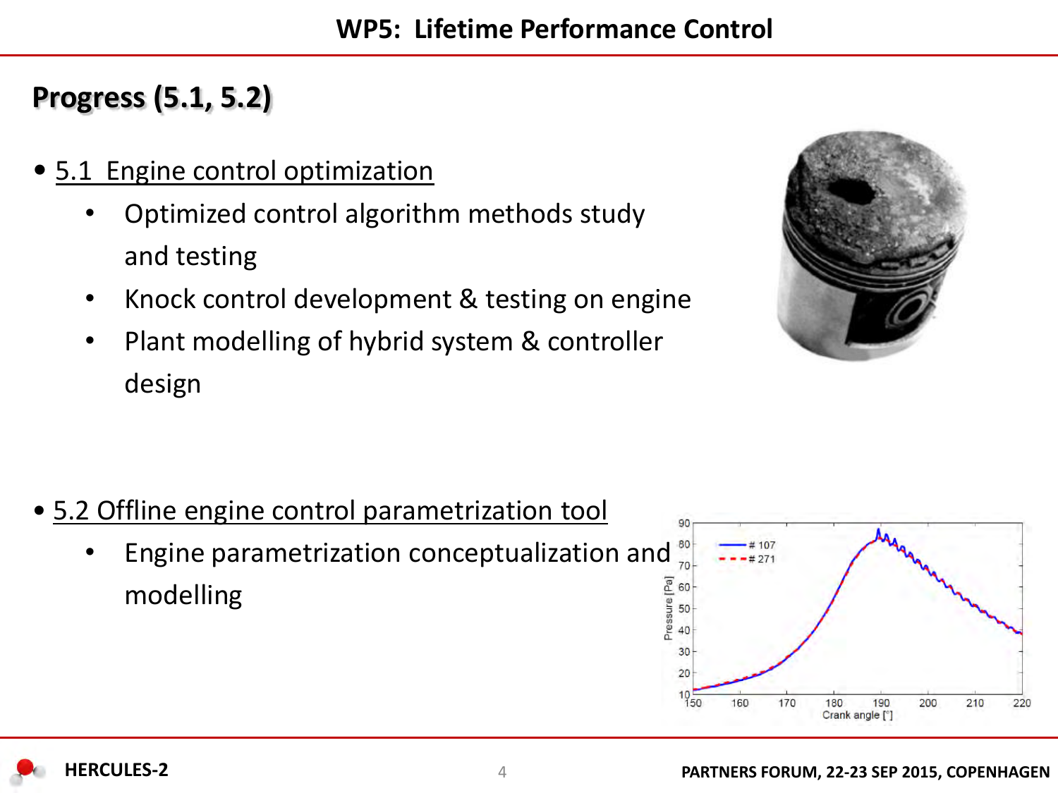# WP5: Lifetime Performance Control

## Progress (5.1, 5.2)

- 5.1 Engine control optimization
  - Optimized control algorithm methods study and testing
  - Knock control development & testing on engine
  - Plant modelling of hybrid system & controller design

- 5.2 Offline engine control parametrization tool
  - Engine parametrization conceptualization and modelling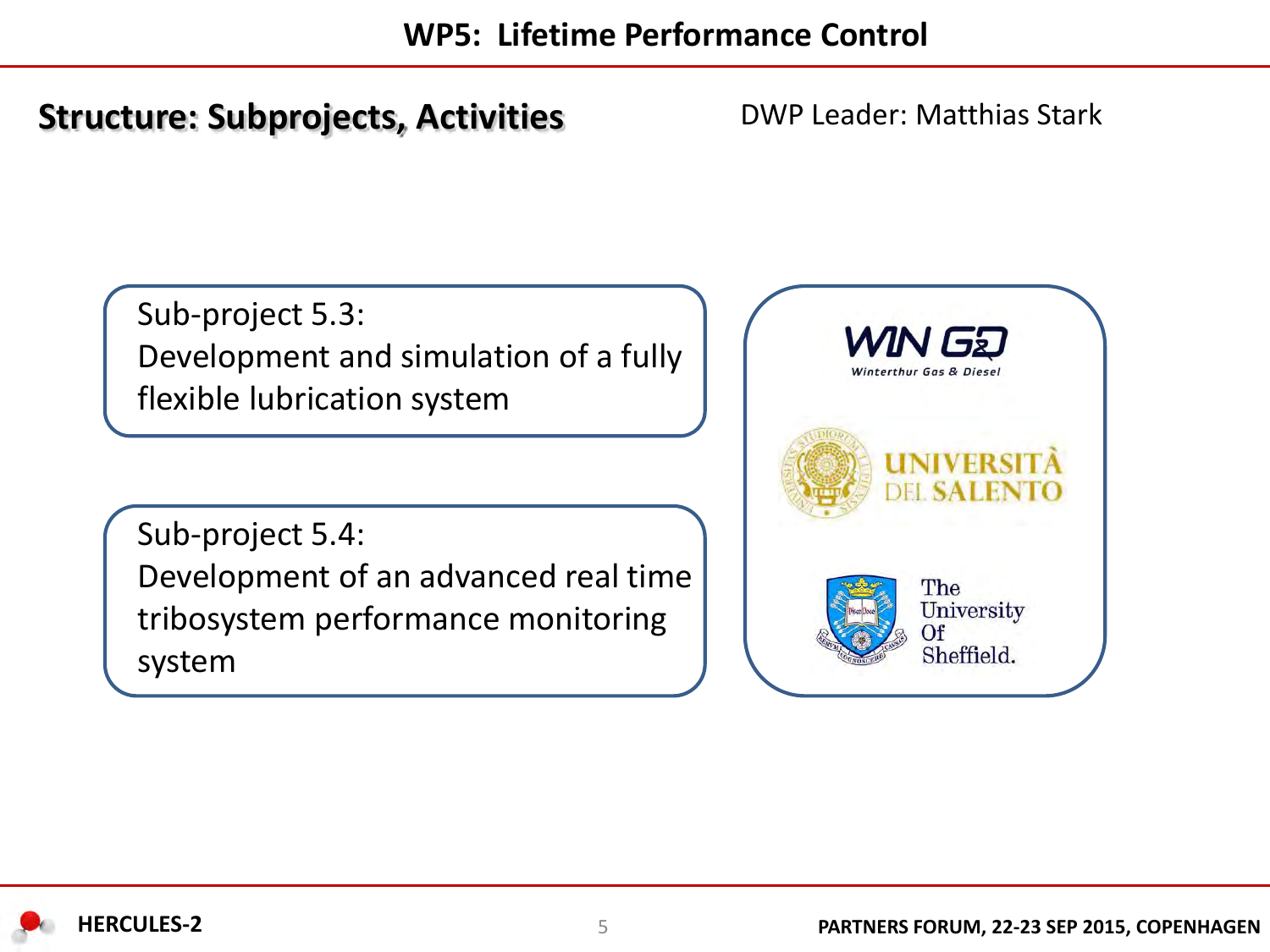# WP5: Lifetime Performance Control

## Structure: Subprojects, Activities

DWP Leader: Matthias Stark

Sub-project 5.3:
Development and simulation of a fully flexible lubrication system

Sub-project 5.4:
Development of an advanced real time tribosystem performance monitoring system

WIN GD
Winterthur Gas & Diesel

UNIVERSITÀ DEL SALENTO

The University Of Sheffield.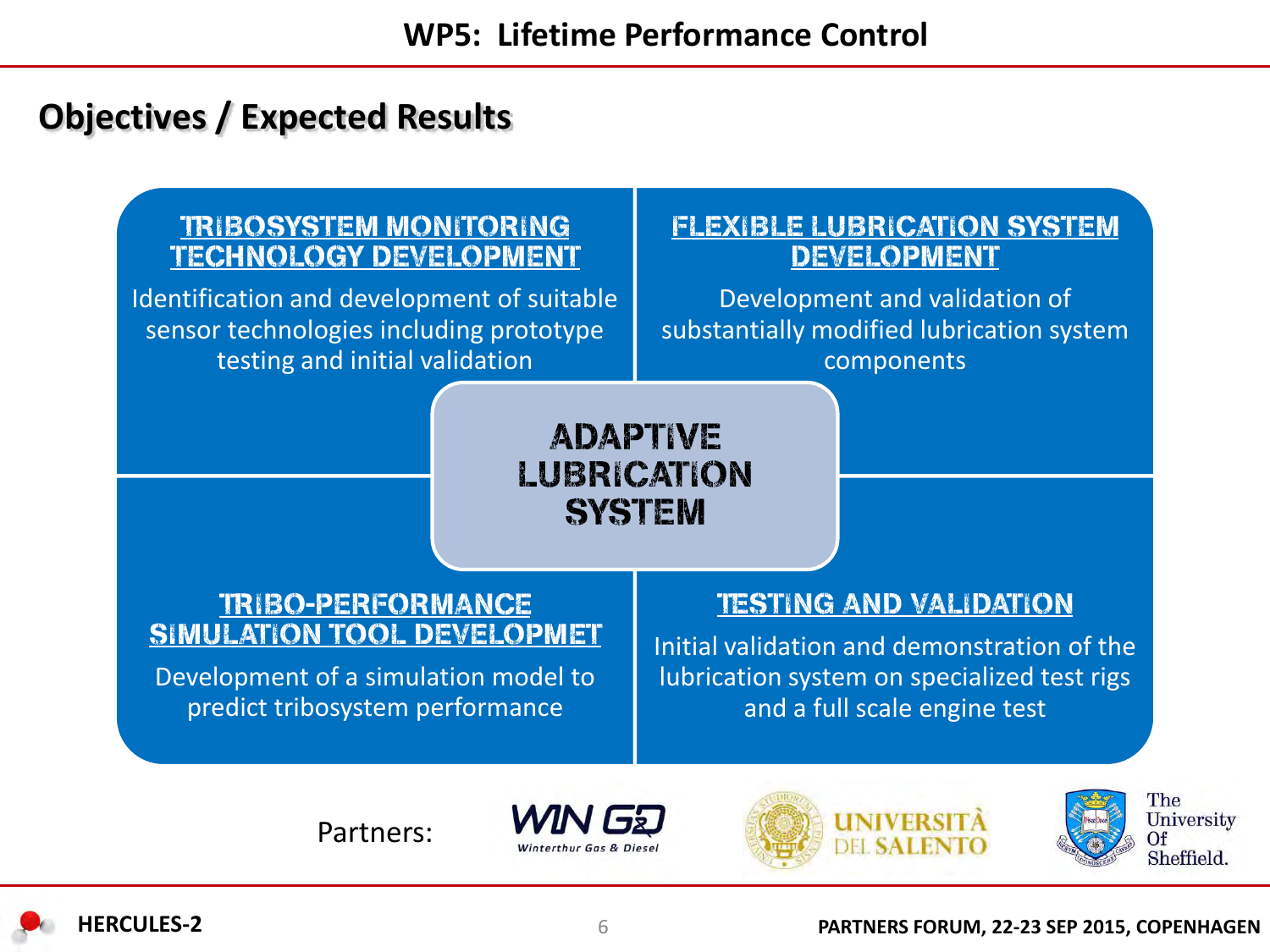# WP5: Lifetime Performance Control

## Objectives / Expected Results

### TRIBOSYSTEM MONITORING TECHNOLOGY DEVELOPMENT

Identification and development of suitable sensor technologies including prototype testing and initial validation

### FLEXIBLE LUBRICATION SYSTEM DEVELOPMENT

Development and validation of substantially modified lubrication system components

### ADAPTIVE LUBRICATION SYSTEM

### TRIBO-PERFORMANCE SIMULATION TOOL DEVELOPMET

Development of a simulation model to predict tribosystem performance

### TESTING AND VALIDATION

Initial validation and demonstration of the lubrication system on specialized test rigs and a full scale engine test

Partners: WIN GD Winterthur Gas & Diesel, UNIVERSITÀ DEL SALENTO, The University Of Sheffield.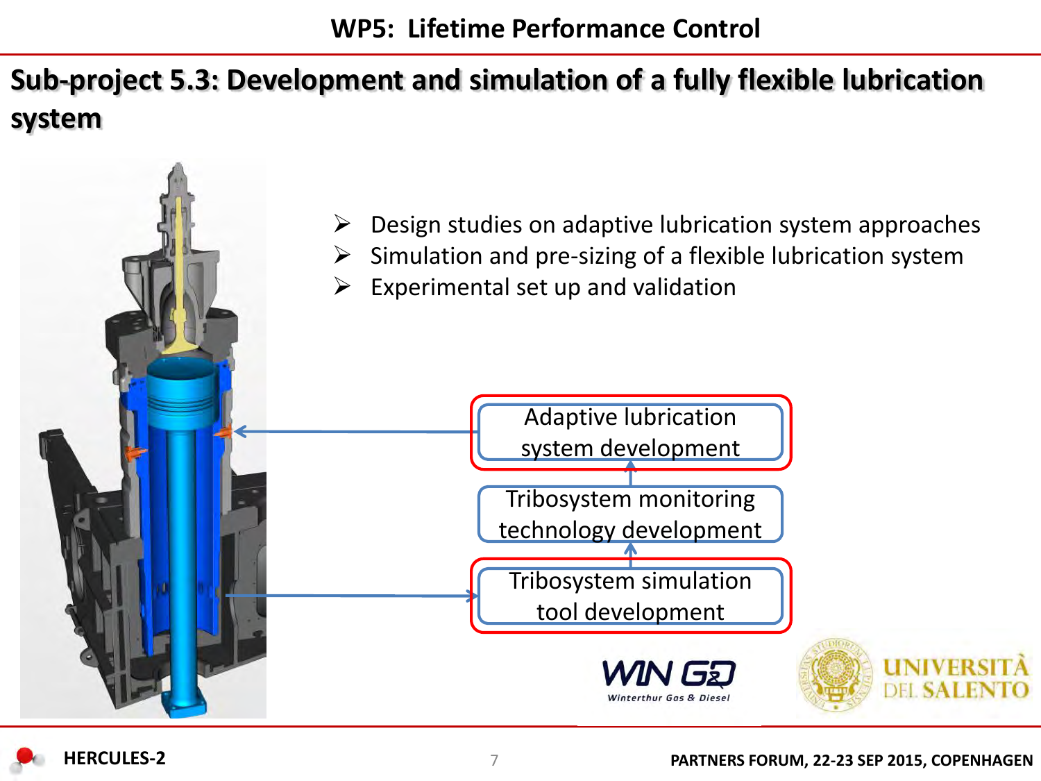# WP5: Lifetime Performance Control

## Sub-project 5.3: Development and simulation of a fully flexible lubrication system

- Design studies on adaptive lubrication system approaches
- Simulation and pre-sizing of a flexible lubrication system
- Experimental set up and validation

Adaptive lubrication system development

Tribosystem monitoring technology development

Tribosystem simulation tool development

WIN GD Winterthur Gas & Diesel

UNIVERSITÀ DEL SALENTO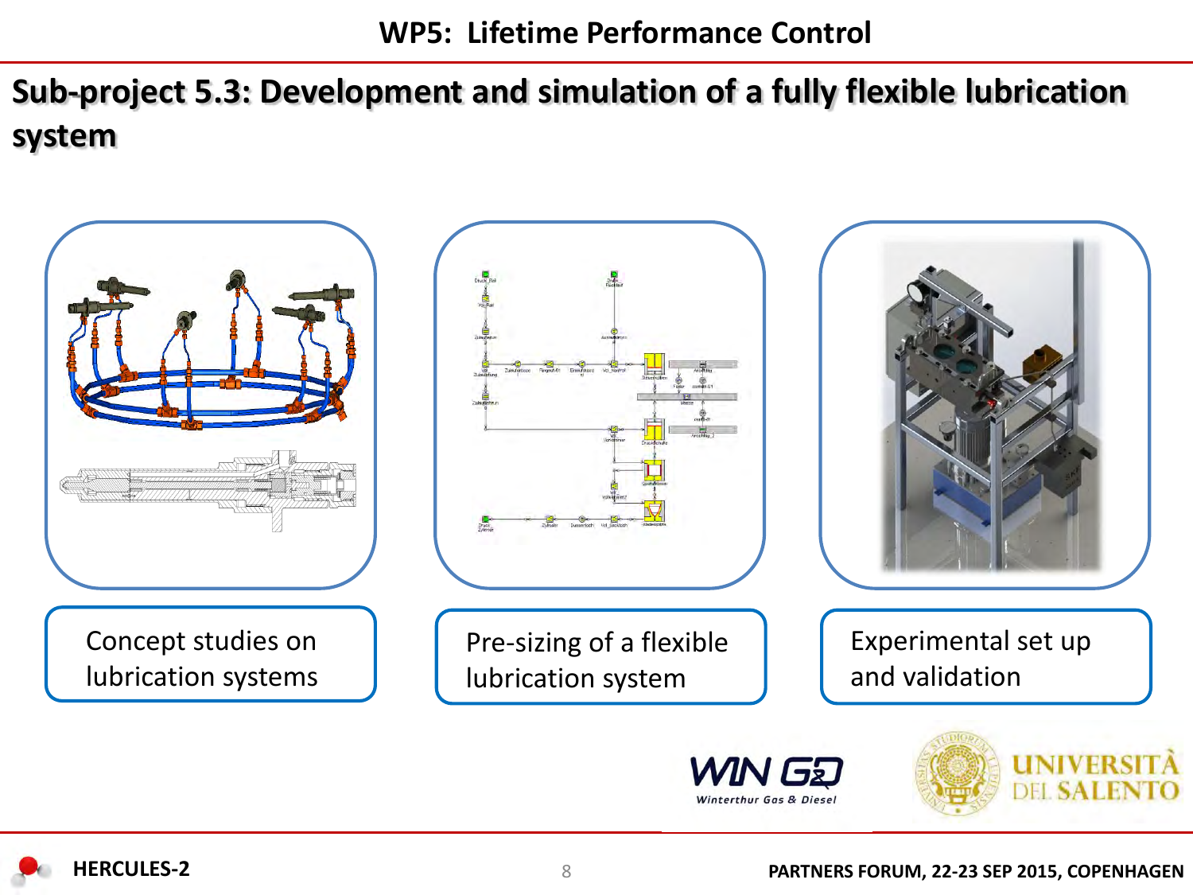# WP5: Lifetime Performance Control

## Sub-project 5.3: Development and simulation of a fully flexible lubrication system

Concept studies on lubrication systems

Pre-sizing of a flexible lubrication system

Experimental set up and validation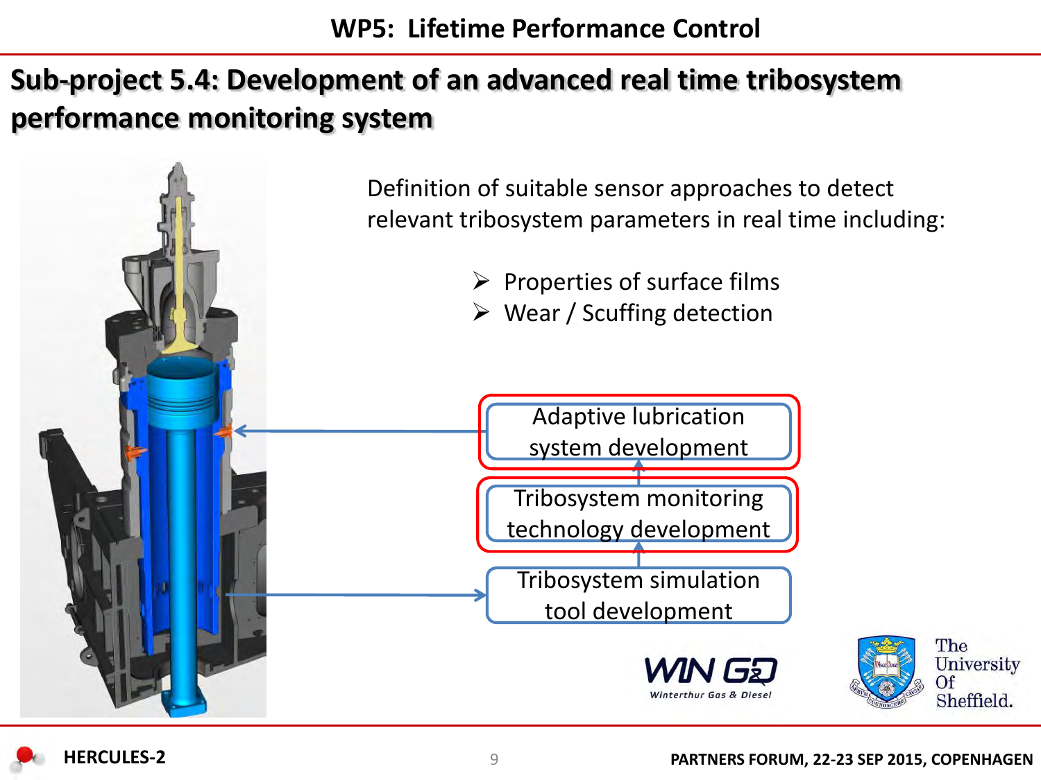# WP5: Lifetime Performance Control

## Sub-project 5.4: Development of an advanced real time tribosystem performance monitoring system

Definition of suitable sensor approaches to detect relevant tribosystem parameters in real time including:

- Properties of surface films
- Wear / Scuffing detection

Adaptive lubrication system development

Tribosystem monitoring technology development

Tribosystem simulation tool development

WIN GD Winterthur Gas & Diesel

The University Of Sheffield.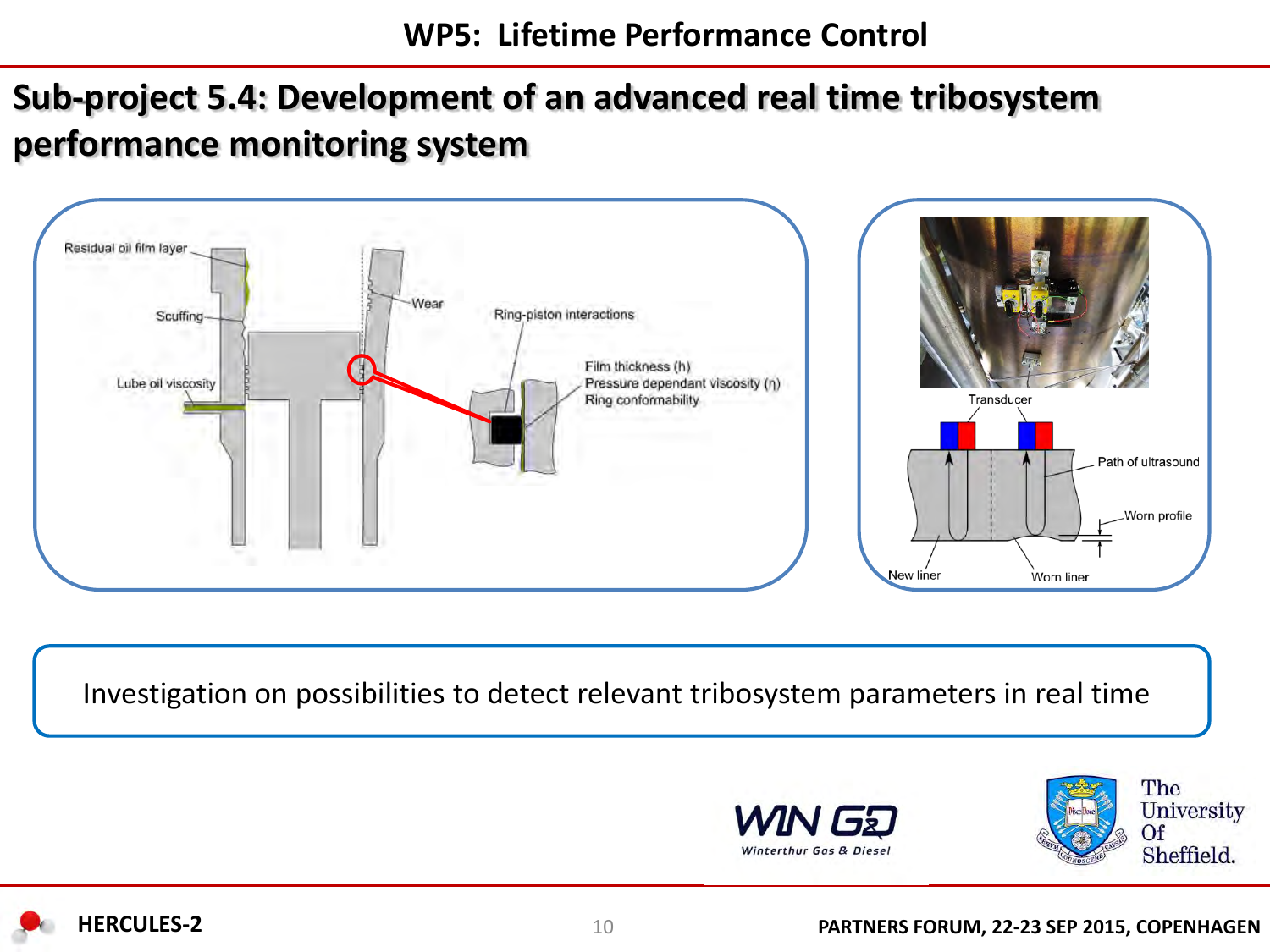# WP5: Lifetime Performance Control

## Sub-project 5.4: Development of an advanced real time tribosystem performance monitoring system

Residual oil film layer

Scuffing

Lube oil viscosity

Wear

Ring-piston interactions

Film thickness (h)
Pressure dependant viscosity (η)
Ring conformability

Transducer

Path of ultrasound

Worn profile

New liner

Worn liner

Investigation on possibilities to detect relevant tribosystem parameters in real time

WIN GD
Winterthur Gas & Diesel

The University Of Sheffield.